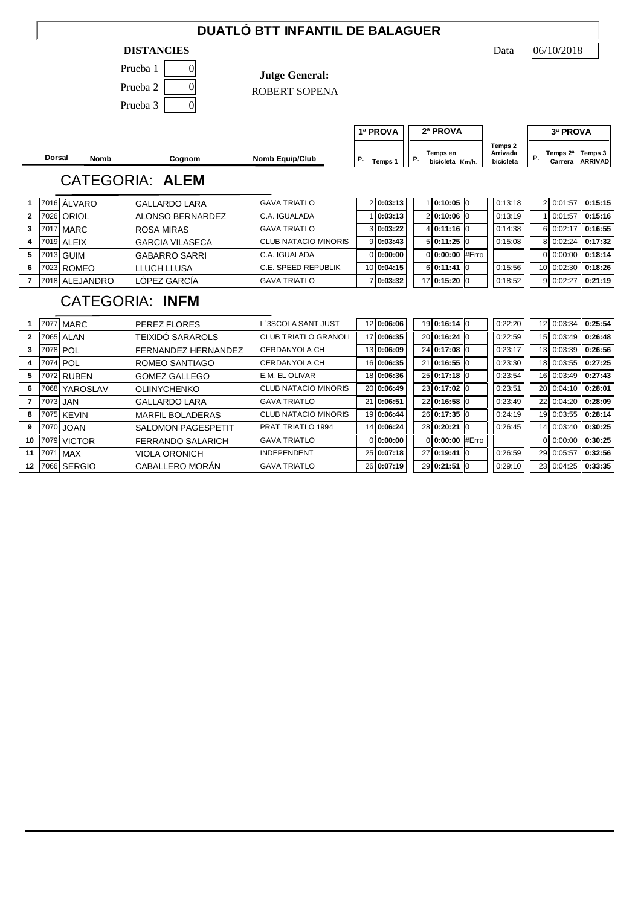# DUATLÓ BTT INFANTIL DE BALAGUER

**DISTANCIES**

Prueba 1 | 0
Prueba 2 | 0
Prueba 3 | 0

**Jutge General:**
ROBERT SOPENA

Data 06/10/2018

| | Dorsal | Nomb | Cognom | Nomb Equip/Club | 1ª PROVA P. | 1ª PROVA Temps 1 | 2ª PROVA P. | 2ª PROVA Temps en bicicleta | Km/h. | Temps 2 Arrivada bicicleta | 3ª PROVA P. | Temps 2ª Carrera | Temps 3 ARRIVAD |
|---|---|---|---|---|---|---|---|---|---|---|---|---|---|

## CATEGORIA: **ALEM**

| | Dorsal | Nomb | Cognom | Nomb Equip/Club | P. | Temps 1 | P. | Temps en bicicleta | Km/h. | Temps 2 Arrivada bicicleta | P. | Temps 2ª Carrera | Temps 3 ARRIVAD |
|---|---|---|---|---|---|---|---|---|---|---|---|---|---|
| 1 | 7016 | ÁLVARO | GALLARDO LARA | GAVA TRIATLO | 2 | 0:03:13 | 1 | 0:10:05 | 0 | 0:13:18 | 2 | 0:01:57 | 0:15:15 |
| 2 | 7026 | ORIOL | ALONSO BERNARDEZ | C.A. IGUALADA | 1 | 0:03:13 | 2 | 0:10:06 | 0 | 0:13:19 | 1 | 0:01:57 | 0:15:16 |
| 3 | 7017 | MARC | ROSA MIRAS | GAVA TRIATLO | 3 | 0:03:22 | 4 | 0:11:16 | 0 | 0:14:38 | 6 | 0:02:17 | 0:16:55 |
| 4 | 7019 | ALEIX | GARCIA VILASECA | CLUB NATACIO MINORIS | 9 | 0:03:43 | 5 | 0:11:25 | 0 | 0:15:08 | 8 | 0:02:24 | 0:17:32 |
| 5 | 7013 | GUIM | GABARRO SARRI | C.A. IGUALADA | 0 | 0:00:00 | 0 | 0:00:00 | #Erro | | 0 | 0:00:00 | 0:18:14 |
| 6 | 7023 | ROMEO | LLUCH LLUSA | C.E. SPEED REPUBLIK | 10 | 0:04:15 | 6 | 0:11:41 | 0 | 0:15:56 | 10 | 0:02:30 | 0:18:26 |
| 7 | 7018 | ALEJANDRO | LÓPEZ GARCÍA | GAVA TRIATLO | 7 | 0:03:32 | 17 | 0:15:20 | 0 | 0:18:52 | 9 | 0:02:27 | 0:21:19 |

## CATEGORIA: **INFM**

| | Dorsal | Nomb | Cognom | Nomb Equip/Club | P. | Temps 1 | P. | Temps en bicicleta | Km/h. | Temps 2 Arrivada bicicleta | P. | Temps 2ª Carrera | Temps 3 ARRIVAD |
|---|---|---|---|---|---|---|---|---|---|---|---|---|---|
| 1 | 7077 | MARC | PEREZ FLORES | L´3SCOLA SANT JUST | 12 | 0:06:06 | 19 | 0:16:14 | 0 | 0:22:20 | 12 | 0:03:34 | 0:25:54 |
| 2 | 7065 | ALAN | TEIXIDÓ SARAROLS | CLUB TRIATLO GRANOLL | 17 | 0:06:35 | 20 | 0:16:24 | 0 | 0:22:59 | 15 | 0:03:49 | 0:26:48 |
| 3 | 7078 | POL | FERNANDEZ HERNANDEZ | CERDANYOLA CH | 13 | 0:06:09 | 24 | 0:17:08 | 0 | 0:23:17 | 13 | 0:03:39 | 0:26:56 |
| 4 | 7074 | POL | ROMEO SANTIAGO | CERDANYOLA CH | 16 | 0:06:35 | 21 | 0:16:55 | 0 | 0:23:30 | 18 | 0:03:55 | 0:27:25 |
| 5 | 7072 | RUBEN | GOMEZ GALLEGO | E.M. EL OLIVAR | 18 | 0:06:36 | 25 | 0:17:18 | 0 | 0:23:54 | 16 | 0:03:49 | 0:27:43 |
| 6 | 7068 | YAROSLAV | OLIINYCHENKO | CLUB NATACIO MINORIS | 20 | 0:06:49 | 23 | 0:17:02 | 0 | 0:23:51 | 20 | 0:04:10 | 0:28:01 |
| 7 | 7073 | JAN | GALLARDO LARA | GAVA TRIATLO | 21 | 0:06:51 | 22 | 0:16:58 | 0 | 0:23:49 | 22 | 0:04:20 | 0:28:09 |
| 8 | 7075 | KEVIN | MARFIL BOLADERAS | CLUB NATACIO MINORIS | 19 | 0:06:44 | 26 | 0:17:35 | 0 | 0:24:19 | 19 | 0:03:55 | 0:28:14 |
| 9 | 7070 | JOAN | SALOMON PAGESPETIT | PRAT TRIATLO 1994 | 14 | 0:06:24 | 28 | 0:20:21 | 0 | 0:26:45 | 14 | 0:03:40 | 0:30:25 |
| 10 | 7079 | VICTOR | FERRANDO SALARICH | GAVA TRIATLO | 0 | 0:00:00 | 0 | 0:00:00 | #Erro | | 0 | 0:00:00 | 0:30:25 |
| 11 | 7071 | MAX | VIOLA ORONICH | INDEPENDENT | 25 | 0:07:18 | 27 | 0:19:41 | 0 | 0:26:59 | 29 | 0:05:57 | 0:32:56 |
| 12 | 7066 | SERGIO | CABALLERO MORÁN | GAVA TRIATLO | 26 | 0:07:19 | 29 | 0:21:51 | 0 | 0:29:10 | 23 | 0:04:25 | 0:33:35 |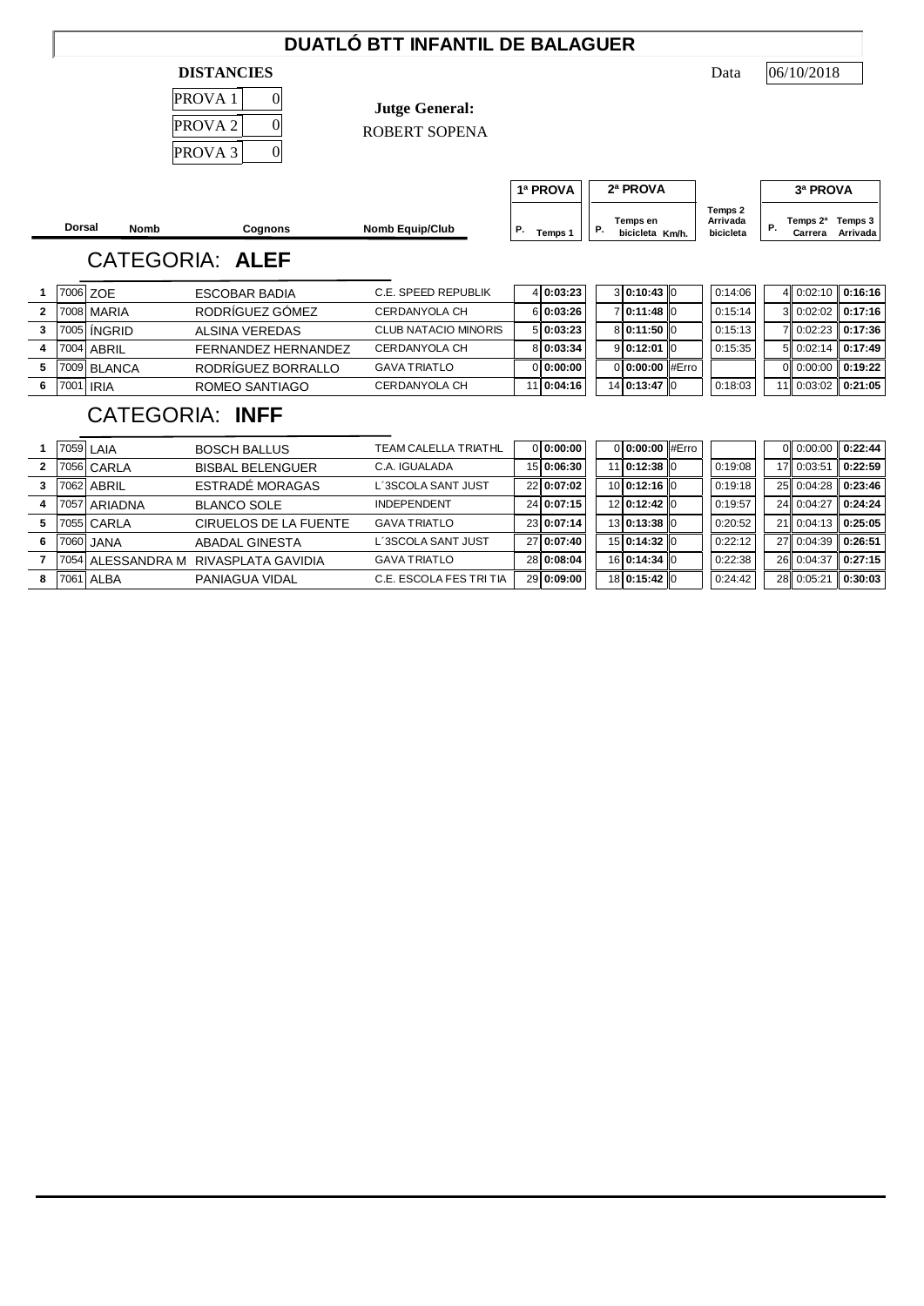# DUATLÓ BTT INFANTIL DE BALAGUER

**DISTANCIES**

| | |
|---|---|
| PROVA 1 | 0 |
| PROVA 2 | 0 |
| PROVA 3 | 0 |

**Jutge General:**
ROBERT SOPENA

Data 06/10/2018

## CATEGORIA: **ALEF**

| | Dorsal | Nomb | Cognons | Nomb Equip/Club | 1ª PROVA P. | Temps 1 | 2ª PROVA P. | Temps en bicicleta | Km/h. | Temps 2 Arrivada bicicleta | 3ª PROVA P. | Temps 2ª Carrera | Temps 3 Arrivada |
|---|---|---|---|---|---|---|---|---|---|---|---|---|---|
| 1 | 7006 | ZOE | ESCOBAR BADIA | C.E. SPEED REPUBLIK | 4 | **0:03:23** | 3 | **0:10:43** | 0 | 0:14:06 | 4 | 0:02:10 | **0:16:16** |
| 2 | 7008 | MARIA | RODRÍGUEZ GÓMEZ | CERDANYOLA CH | 6 | **0:03:26** | 7 | **0:11:48** | 0 | 0:15:14 | 3 | 0:02:02 | **0:17:16** |
| 3 | 7005 | ÍNGRID | ALSINA VEREDAS | CLUB NATACIO MINORIS | 5 | **0:03:23** | 8 | **0:11:50** | 0 | 0:15:13 | 7 | 0:02:23 | **0:17:36** |
| 4 | 7004 | ABRIL | FERNANDEZ HERNANDEZ | CERDANYOLA CH | 8 | **0:03:34** | 9 | **0:12:01** | 0 | 0:15:35 | 5 | 0:02:14 | **0:17:49** |
| 5 | 7009 | BLANCA | RODRÍGUEZ BORRALLO | GAVA TRIATLO | 0 | **0:00:00** | 0 | **0:00:00** | #Erro | | 0 | 0:00:00 | **0:19:22** |
| 6 | 7001 | IRIA | ROMEO SANTIAGO | CERDANYOLA CH | 11 | **0:04:16** | 14 | **0:13:47** | 0 | 0:18:03 | 11 | 0:03:02 | **0:21:05** |

## CATEGORIA: **INFF**

| | Dorsal | Nomb | Cognons | Nomb Equip/Club | 1ª PROVA P. | Temps 1 | 2ª PROVA P. | Temps en bicicleta | Km/h. | Temps 2 Arrivada bicicleta | 3ª PROVA P. | Temps 2ª Carrera | Temps 3 Arrivada |
|---|---|---|---|---|---|---|---|---|---|---|---|---|---|
| 1 | 7059 | LAIA | BOSCH BALLUS | TEAM CALELLA TRIATHL | 0 | **0:00:00** | 0 | **0:00:00** | #Erro | | 0 | 0:00:00 | **0:22:44** |
| 2 | 7056 | CARLA | BISBAL BELENGUER | C.A. IGUALADA | 15 | **0:06:30** | 11 | **0:12:38** | 0 | 0:19:08 | 17 | 0:03:51 | **0:22:59** |
| 3 | 7062 | ABRIL | ESTRADÉ MORAGAS | L´3SCOLA SANT JUST | 22 | **0:07:02** | 10 | **0:12:16** | 0 | 0:19:18 | 25 | 0:04:28 | **0:23:46** |
| 4 | 7057 | ARIADNA | BLANCO SOLE | INDEPENDENT | 24 | **0:07:15** | 12 | **0:12:42** | 0 | 0:19:57 | 24 | 0:04:27 | **0:24:24** |
| 5 | 7055 | CARLA | CIRUELOS DE LA FUENTE | GAVA TRIATLO | 23 | **0:07:14** | 13 | **0:13:38** | 0 | 0:20:52 | 21 | 0:04:13 | **0:25:05** |
| 6 | 7060 | JANA | ABADAL GINESTA | L´3SCOLA SANT JUST | 27 | **0:07:40** | 15 | **0:14:32** | 0 | 0:22:12 | 27 | 0:04:39 | **0:26:51** |
| 7 | 7054 | ALESSANDRA M | RIVASPLATA GAVIDIA | GAVA TRIATLO | 28 | **0:08:04** | 16 | **0:14:34** | 0 | 0:22:38 | 26 | 0:04:37 | **0:27:15** |
| 8 | 7061 | ALBA | PANIAGUA VIDAL | C.E. ESCOLA FES TRI TIA | 29 | **0:09:00** | 18 | **0:15:42** | 0 | 0:24:42 | 28 | 0:05:21 | **0:30:03** |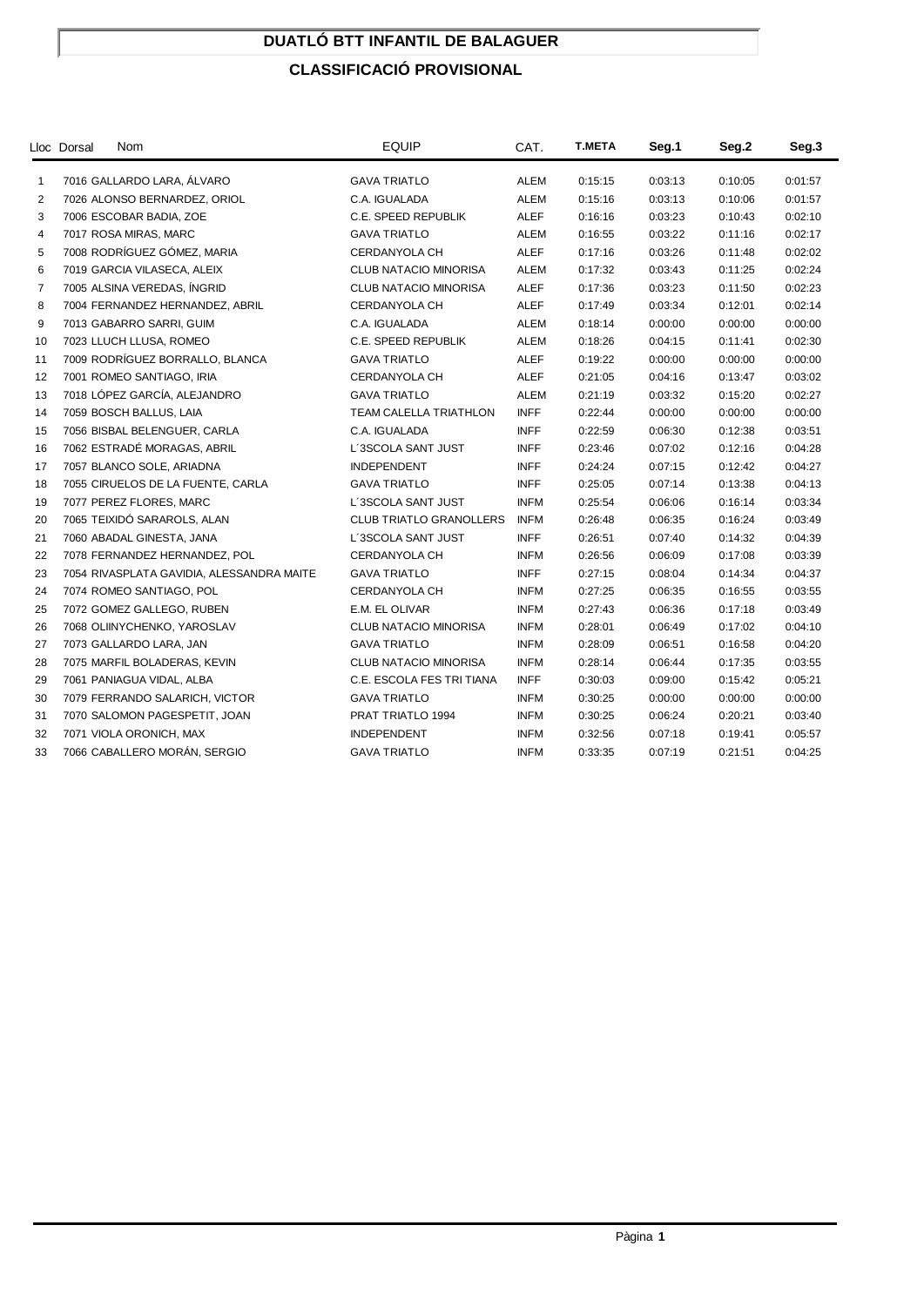# DUATLÓ BTT INFANTIL DE BALAGUER

## CLASSIFICACIÓ PROVISIONAL

| Lloc | Dorsal | Nom | EQUIP | CAT. | T.META | Seg.1 | Seg.2 | Seg.3 |
|---|---|---|---|---|---|---|---|---|
| 1 | 7016 | GALLARDO LARA, ÁLVARO | GAVA TRIATLO | ALEM | 0:15:15 | 0:03:13 | 0:10:05 | 0:01:57 |
| 2 | 7026 | ALONSO BERNARDEZ, ORIOL | C.A. IGUALADA | ALEM | 0:15:16 | 0:03:13 | 0:10:06 | 0:01:57 |
| 3 | 7006 | ESCOBAR BADIA, ZOE | C.E. SPEED REPUBLIK | ALEF | 0:16:16 | 0:03:23 | 0:10:43 | 0:02:10 |
| 4 | 7017 | ROSA MIRAS, MARC | GAVA TRIATLO | ALEM | 0:16:55 | 0:03:22 | 0:11:16 | 0:02:17 |
| 5 | 7008 | RODRÍGUEZ GÓMEZ, MARIA | CERDANYOLA CH | ALEF | 0:17:16 | 0:03:26 | 0:11:48 | 0:02:02 |
| 6 | 7019 | GARCIA VILASECA, ALEIX | CLUB NATACIO MINORISA | ALEM | 0:17:32 | 0:03:43 | 0:11:25 | 0:02:24 |
| 7 | 7005 | ALSINA VEREDAS, ÍNGRID | CLUB NATACIO MINORISA | ALEF | 0:17:36 | 0:03:23 | 0:11:50 | 0:02:23 |
| 8 | 7004 | FERNANDEZ HERNANDEZ, ABRIL | CERDANYOLA CH | ALEF | 0:17:49 | 0:03:34 | 0:12:01 | 0:02:14 |
| 9 | 7013 | GABARRO SARRI, GUIM | C.A. IGUALADA | ALEM | 0:18:14 | 0:00:00 | 0:00:00 | 0:00:00 |
| 10 | 7023 | LLUCH LLUSA, ROMEO | C.E. SPEED REPUBLIK | ALEM | 0:18:26 | 0:04:15 | 0:11:41 | 0:02:30 |
| 11 | 7009 | RODRÍGUEZ BORRALLO, BLANCA | GAVA TRIATLO | ALEF | 0:19:22 | 0:00:00 | 0:00:00 | 0:00:00 |
| 12 | 7001 | ROMEO SANTIAGO, IRIA | CERDANYOLA CH | ALEF | 0:21:05 | 0:04:16 | 0:13:47 | 0:03:02 |
| 13 | 7018 | LÓPEZ GARCÍA, ALEJANDRO | GAVA TRIATLO | ALEM | 0:21:19 | 0:03:32 | 0:15:20 | 0:02:27 |
| 14 | 7059 | BOSCH BALLUS, LAIA | TEAM CALELLA TRIATHLON | INFF | 0:22:44 | 0:00:00 | 0:00:00 | 0:00:00 |
| 15 | 7056 | BISBAL BELENGUER, CARLA | C.A. IGUALADA | INFF | 0:22:59 | 0:06:30 | 0:12:38 | 0:03:51 |
| 16 | 7062 | ESTRADÉ MORAGAS, ABRIL | L´3SCOLA SANT JUST | INFF | 0:23:46 | 0:07:02 | 0:12:16 | 0:04:28 |
| 17 | 7057 | BLANCO SOLE, ARIADNA | INDEPENDENT | INFF | 0:24:24 | 0:07:15 | 0:12:42 | 0:04:27 |
| 18 | 7055 | CIRUELOS DE LA FUENTE, CARLA | GAVA TRIATLO | INFF | 0:25:05 | 0:07:14 | 0:13:38 | 0:04:13 |
| 19 | 7077 | PEREZ FLORES, MARC | L´3SCOLA SANT JUST | INFM | 0:25:54 | 0:06:06 | 0:16:14 | 0:03:34 |
| 20 | 7065 | TEIXIDÓ SARAROLS, ALAN | CLUB TRIATLO GRANOLLERS | INFM | 0:26:48 | 0:06:35 | 0:16:24 | 0:03:49 |
| 21 | 7060 | ABADAL GINESTA, JANA | L´3SCOLA SANT JUST | INFF | 0:26:51 | 0:07:40 | 0:14:32 | 0:04:39 |
| 22 | 7078 | FERNANDEZ HERNANDEZ, POL | CERDANYOLA CH | INFM | 0:26:56 | 0:06:09 | 0:17:08 | 0:03:39 |
| 23 | 7054 | RIVASPLATA GAVIDIA, ALESSANDRA MAITE | GAVA TRIATLO | INFF | 0:27:15 | 0:08:04 | 0:14:34 | 0:04:37 |
| 24 | 7074 | ROMEO SANTIAGO, POL | CERDANYOLA CH | INFM | 0:27:25 | 0:06:35 | 0:16:55 | 0:03:55 |
| 25 | 7072 | GOMEZ GALLEGO, RUBEN | E.M. EL OLIVAR | INFM | 0:27:43 | 0:06:36 | 0:17:18 | 0:03:49 |
| 26 | 7068 | OLIINYCHENKO, YAROSLAV | CLUB NATACIO MINORISA | INFM | 0:28:01 | 0:06:49 | 0:17:02 | 0:04:10 |
| 27 | 7073 | GALLARDO LARA, JAN | GAVA TRIATLO | INFM | 0:28:09 | 0:06:51 | 0:16:58 | 0:04:20 |
| 28 | 7075 | MARFIL BOLADERAS, KEVIN | CLUB NATACIO MINORISA | INFM | 0:28:14 | 0:06:44 | 0:17:35 | 0:03:55 |
| 29 | 7061 | PANIAGUA VIDAL, ALBA | C.E. ESCOLA FES TRI TIANA | INFF | 0:30:03 | 0:09:00 | 0:15:42 | 0:05:21 |
| 30 | 7079 | FERRANDO SALARICH, VICTOR | GAVA TRIATLO | INFM | 0:30:25 | 0:00:00 | 0:00:00 | 0:00:00 |
| 31 | 7070 | SALOMON PAGESPETIT, JOAN | PRAT TRIATLO 1994 | INFM | 0:30:25 | 0:06:24 | 0:20:21 | 0:03:40 |
| 32 | 7071 | VIOLA ORONICH, MAX | INDEPENDENT | INFM | 0:32:56 | 0:07:18 | 0:19:41 | 0:05:57 |
| 33 | 7066 | CABALLERO MORÁN, SERGIO | GAVA TRIATLO | INFM | 0:33:35 | 0:07:19 | 0:21:51 | 0:04:25 |